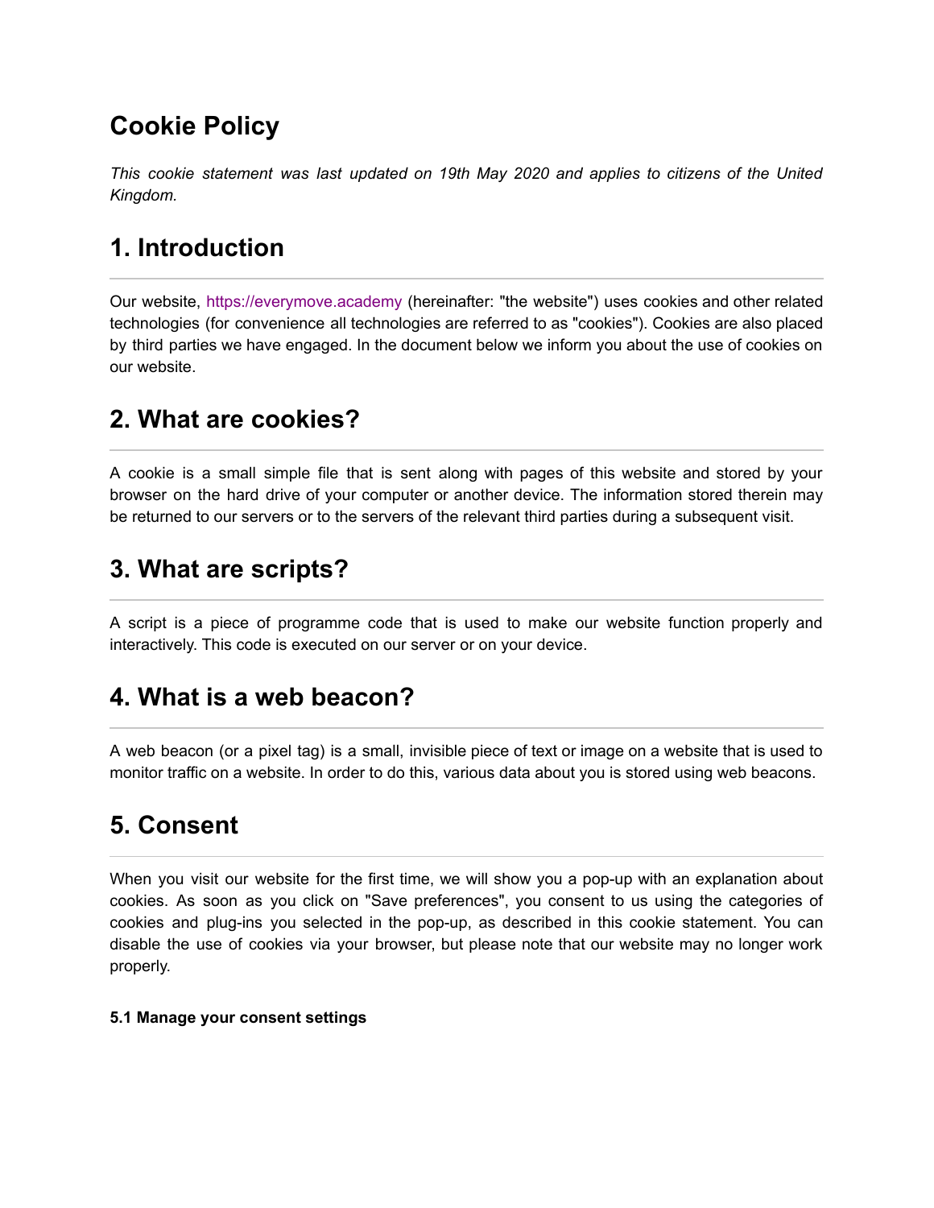# Cookie Policy

*This cookie statement was last updated on 19th May 2020 and applies to citizens of the United Kingdom.*

## 1. Introduction

Our website, https://everymove.academy (hereinafter: "the website") uses cookies and other related technologies (for convenience all technologies are referred to as "cookies"). Cookies are also placed by third parties we have engaged. In the document below we inform you about the use of cookies on our website.

## 2. What are cookies?

A cookie is a small simple file that is sent along with pages of this website and stored by your browser on the hard drive of your computer or another device. The information stored therein may be returned to our servers or to the servers of the relevant third parties during a subsequent visit.

## 3. What are scripts?

A script is a piece of programme code that is used to make our website function properly and interactively. This code is executed on our server or on your device.

## 4. What is a web beacon?

A web beacon (or a pixel tag) is a small, invisible piece of text or image on a website that is used to monitor traffic on a website. In order to do this, various data about you is stored using web beacons.

## 5. Consent

When you visit our website for the first time, we will show you a pop-up with an explanation about cookies. As soon as you click on "Save preferences", you consent to us using the categories of cookies and plug-ins you selected in the pop-up, as described in this cookie statement. You can disable the use of cookies via your browser, but please note that our website may no longer work properly.

#### 5.1 Manage your consent settings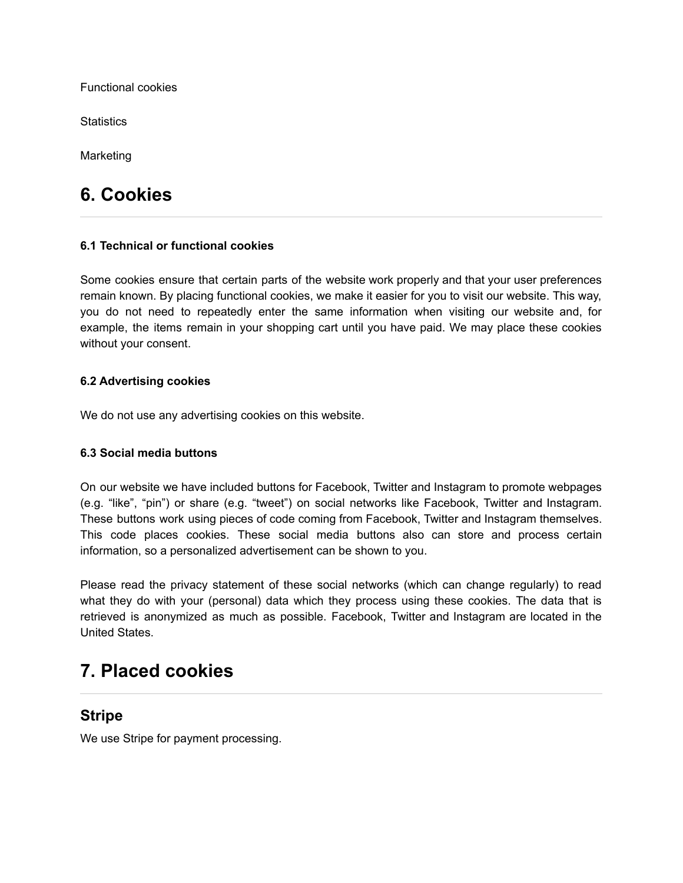Functional cookies

Statistics

Marketing

# 6. Cookies

#### 6.1 Technical or functional cookies

Some cookies ensure that certain parts of the website work properly and that your user preferences remain known. By placing functional cookies, we make it easier for you to visit our website. This way, you do not need to repeatedly enter the same information when visiting our website and, for example, the items remain in your shopping cart until you have paid. We may place these cookies without your consent.

#### 6.2 Advertising cookies

We do not use any advertising cookies on this website.

#### 6.3 Social media buttons

On our website we have included buttons for Facebook, Twitter and Instagram to promote webpages (e.g. “like”, “pin”) or share (e.g. “tweet”) on social networks like Facebook, Twitter and Instagram. These buttons work using pieces of code coming from Facebook, Twitter and Instagram themselves. This code places cookies. These social media buttons also can store and process certain information, so a personalized advertisement can be shown to you.

Please read the privacy statement of these social networks (which can change regularly) to read what they do with your (personal) data which they process using these cookies. The data that is retrieved is anonymized as much as possible. Facebook, Twitter and Instagram are located in the United States.

# 7. Placed cookies

## Stripe

We use Stripe for payment processing.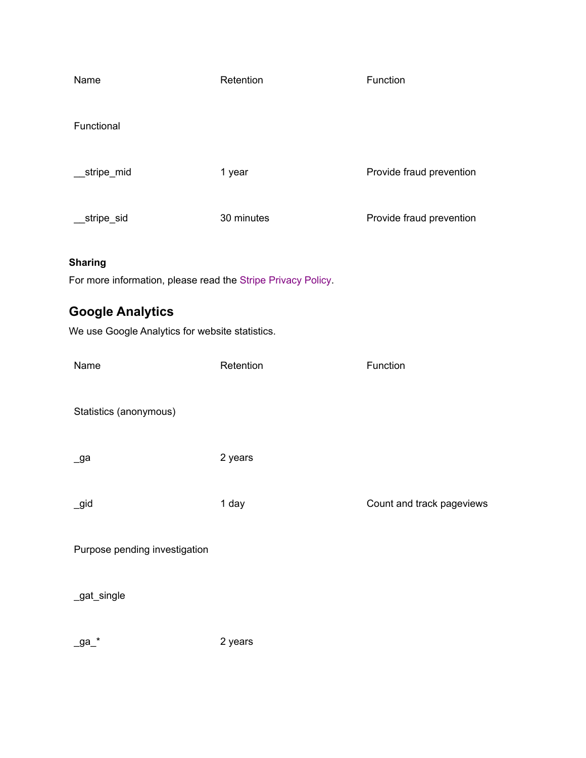| Name | Retention | Function |
| --- | --- | --- |
| Functional | | |
| __stripe_mid | 1 year | Provide fraud prevention |
| __stripe_sid | 30 minutes | Provide fraud prevention |

**Sharing**

For more information, please read the Stripe Privacy Policy.

## Google Analytics

We use Google Analytics for website statistics.

| Name | Retention | Function |
| --- | --- | --- |
| Statistics (anonymous) | | |
| _ga | 2 years | |
| _gid | 1 day | Count and track pageviews |
| Purpose pending investigation | | |
| _gat_single | | |
| _ga_* | 2 years | |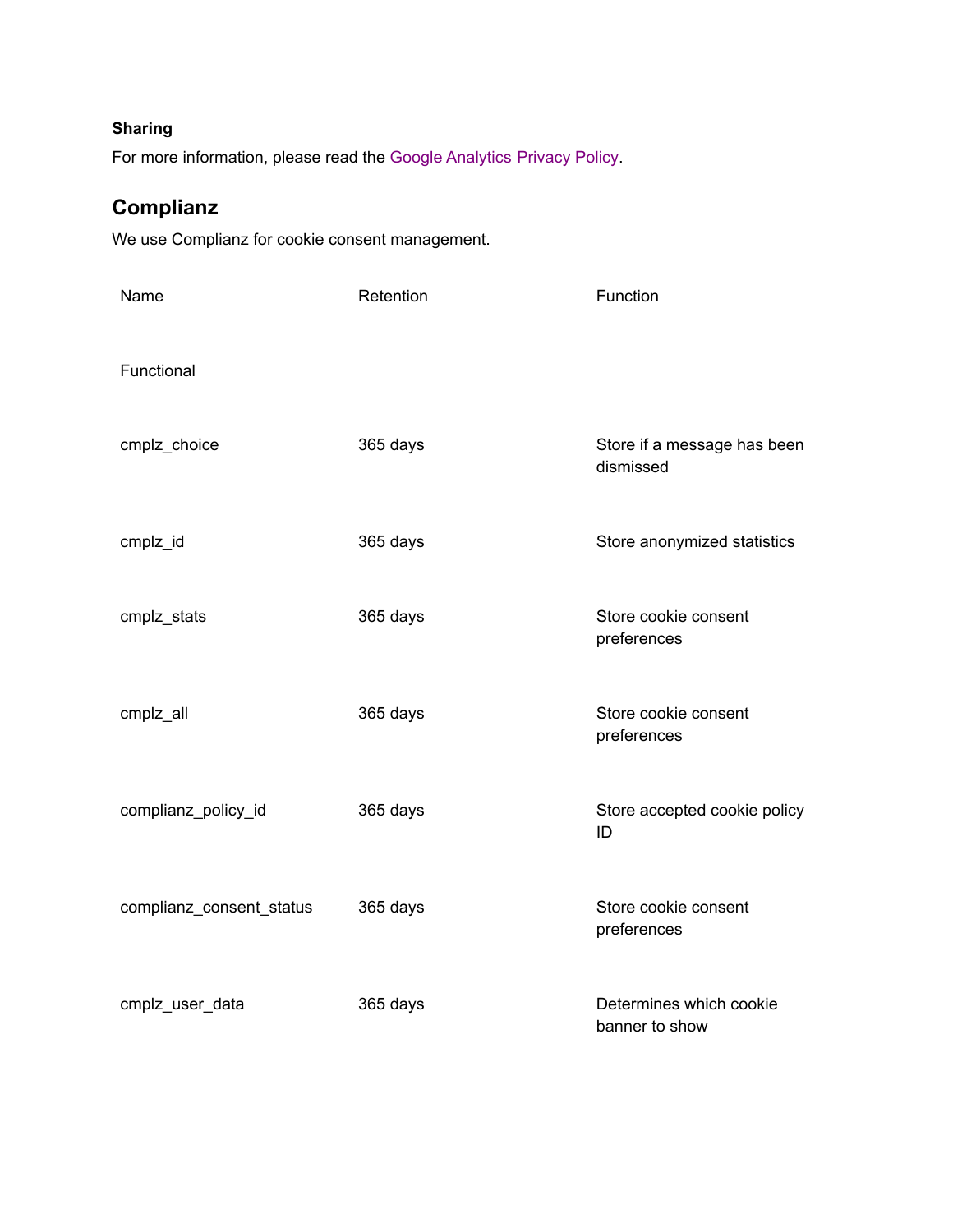**Sharing**

For more information, please read the Google Analytics Privacy Policy.

## Complianz

We use Complianz for cookie consent management.

| Name | Retention | Function |
|---|---|---|
| Functional | | |
| cmplz_choice | 365 days | Store if a message has been dismissed |
| cmplz_id | 365 days | Store anonymized statistics |
| cmplz_stats | 365 days | Store cookie consent preferences |
| cmplz_all | 365 days | Store cookie consent preferences |
| complianz_policy_id | 365 days | Store accepted cookie policy ID |
| complianz_consent_status | 365 days | Store cookie consent preferences |
| cmplz_user_data | 365 days | Determines which cookie banner to show |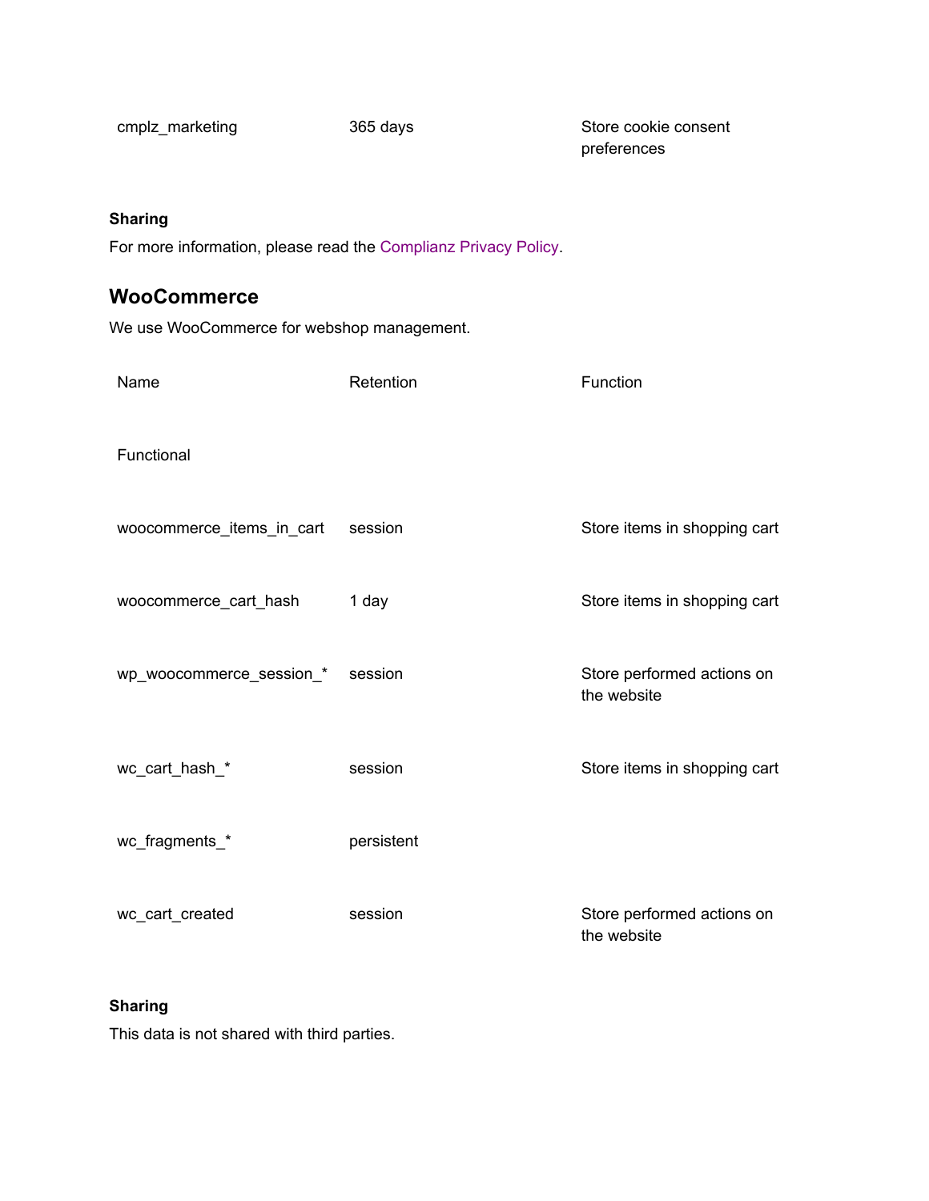| | | |
|---|---|---|
| cmplz_marketing | 365 days | Store cookie consent preferences |

**Sharing**

For more information, please read the Complianz Privacy Policy.

### WooCommerce

We use WooCommerce for webshop management.

| Name | Retention | Function |
|---|---|---|
| Functional | | |
| woocommerce_items_in_cart | session | Store items in shopping cart |
| woocommerce_cart_hash | 1 day | Store items in shopping cart |
| wp_woocommerce_session_* | session | Store performed actions on the website |
| wc_cart_hash_* | session | Store items in shopping cart |
| wc_fragments_* | persistent | |
| wc_cart_created | session | Store performed actions on the website |

**Sharing**

This data is not shared with third parties.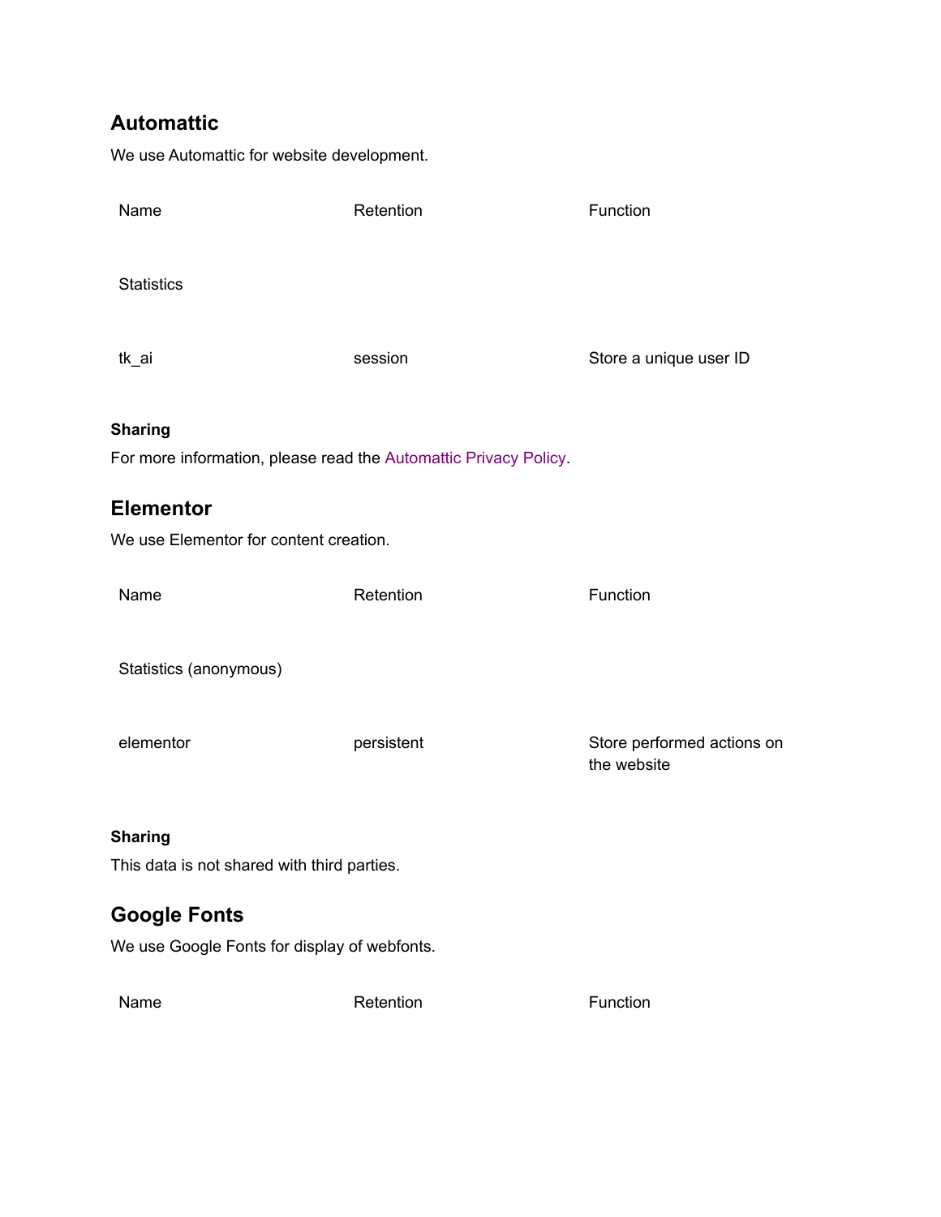## Automattic

We use Automattic for website development.

| Name | Retention | Function |
| --- | --- | --- |
| Statistics | | |
| tk_ai | session | Store a unique user ID |

#### Sharing

For more information, please read the Automattic Privacy Policy.

## Elementor

We use Elementor for content creation.

| Name | Retention | Function |
| --- | --- | --- |
| Statistics (anonymous) | | |
| elementor | persistent | Store performed actions on the website |

#### Sharing

This data is not shared with third parties.

## Google Fonts

We use Google Fonts for display of webfonts.

| Name | Retention | Function |
| --- | --- | --- |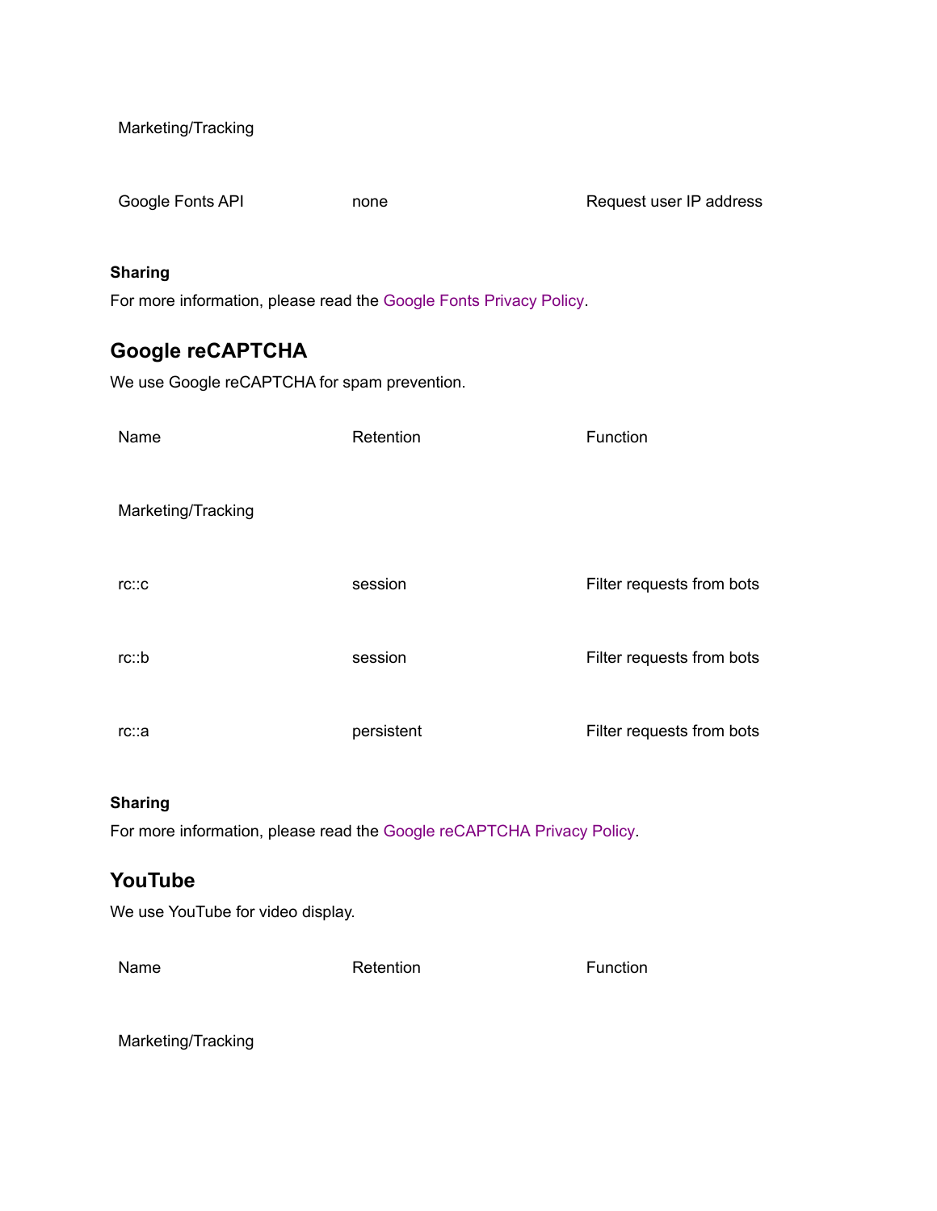| Marketing/Tracking | | |
| --- | --- | --- |
| Google Fonts API | none | Request user IP address |

**Sharing**

For more information, please read the Google Fonts Privacy Policy.

## Google reCAPTCHA

We use Google reCAPTCHA for spam prevention.

| Name | Retention | Function |
| --- | --- | --- |
| Marketing/Tracking | | |
| rc::c | session | Filter requests from bots |
| rc::b | session | Filter requests from bots |
| rc::a | persistent | Filter requests from bots |

**Sharing**

For more information, please read the Google reCAPTCHA Privacy Policy.

## YouTube

We use YouTube for video display.

| Name | Retention | Function |
| --- | --- | --- |
| Marketing/Tracking | | |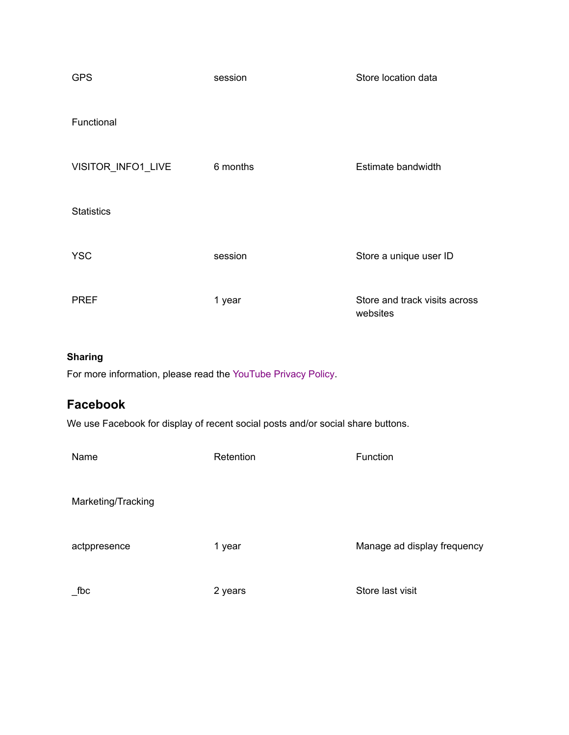| | | |
|---|---|---|
| GPS | session | Store location data |
| Functional | | |
| VISITOR_INFO1_LIVE | 6 months | Estimate bandwidth |
| Statistics | | |
| YSC | session | Store a unique user ID |
| PREF | 1 year | Store and track visits across websites |

**Sharing**

For more information, please read the YouTube Privacy Policy.

## Facebook

We use Facebook for display of recent social posts and/or social share buttons.

| Name | Retention | Function |
|---|---|---|
| Marketing/Tracking | | |
| actppresence | 1 year | Manage ad display frequency |
| _fbc | 2 years | Store last visit |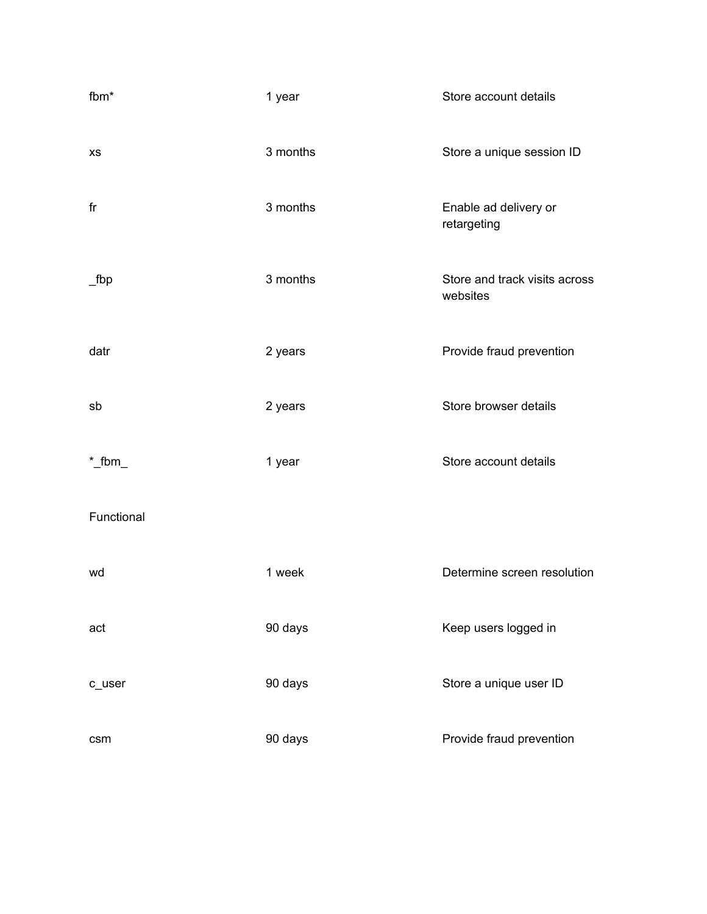| | | |
|---|---|---|
| fbm* | 1 year | Store account details |
| xs | 3 months | Store a unique session ID |
| fr | 3 months | Enable ad delivery or retargeting |
| _fbp | 3 months | Store and track visits across websites |
| datr | 2 years | Provide fraud prevention |
| sb | 2 years | Store browser details |
| *_fbm_ | 1 year | Store account details |
| Functional | | |
| wd | 1 week | Determine screen resolution |
| act | 90 days | Keep users logged in |
| c_user | 90 days | Store a unique user ID |
| csm | 90 days | Provide fraud prevention |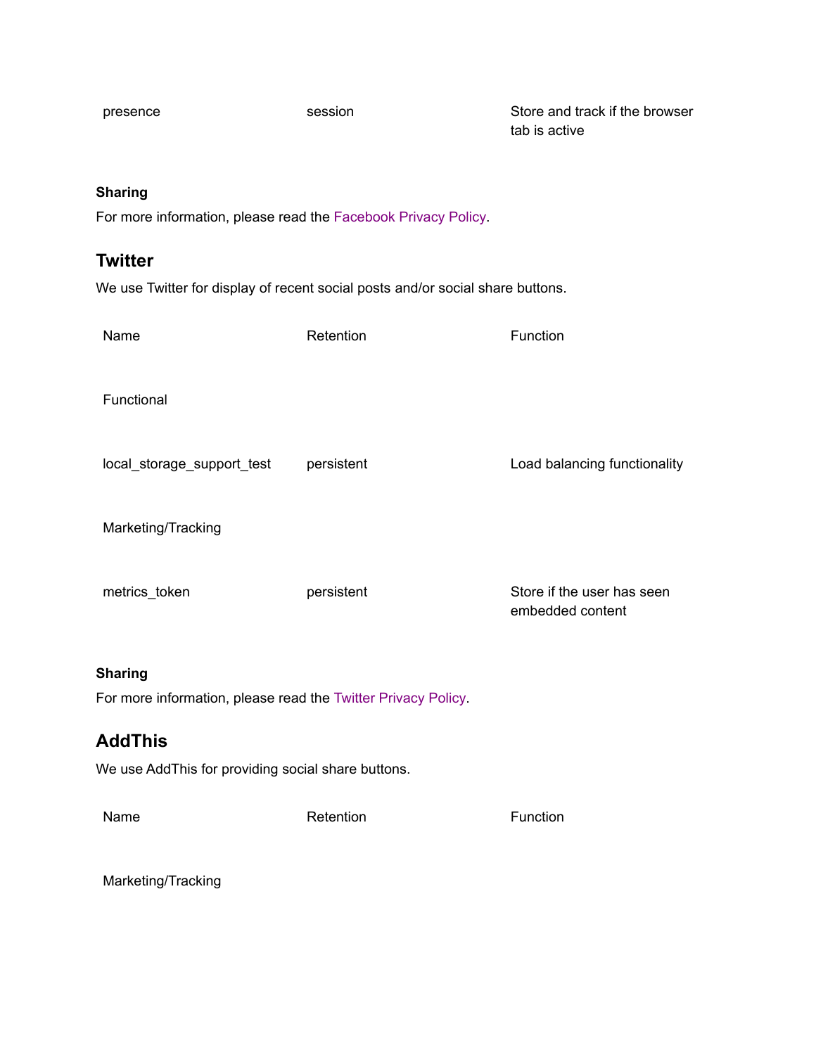| | | |
|---|---|---|
| presence | session | Store and track if the browser tab is active |

**Sharing**

For more information, please read the Facebook Privacy Policy.

## Twitter

We use Twitter for display of recent social posts and/or social share buttons.

| Name | Retention | Function |
|---|---|---|
| Functional | | |
| local_storage_support_test | persistent | Load balancing functionality |
| Marketing/Tracking | | |
| metrics_token | persistent | Store if the user has seen embedded content |

**Sharing**

For more information, please read the Twitter Privacy Policy.

## AddThis

We use AddThis for providing social share buttons.

| Name | Retention | Function |
|---|---|---|
| Marketing/Tracking | | |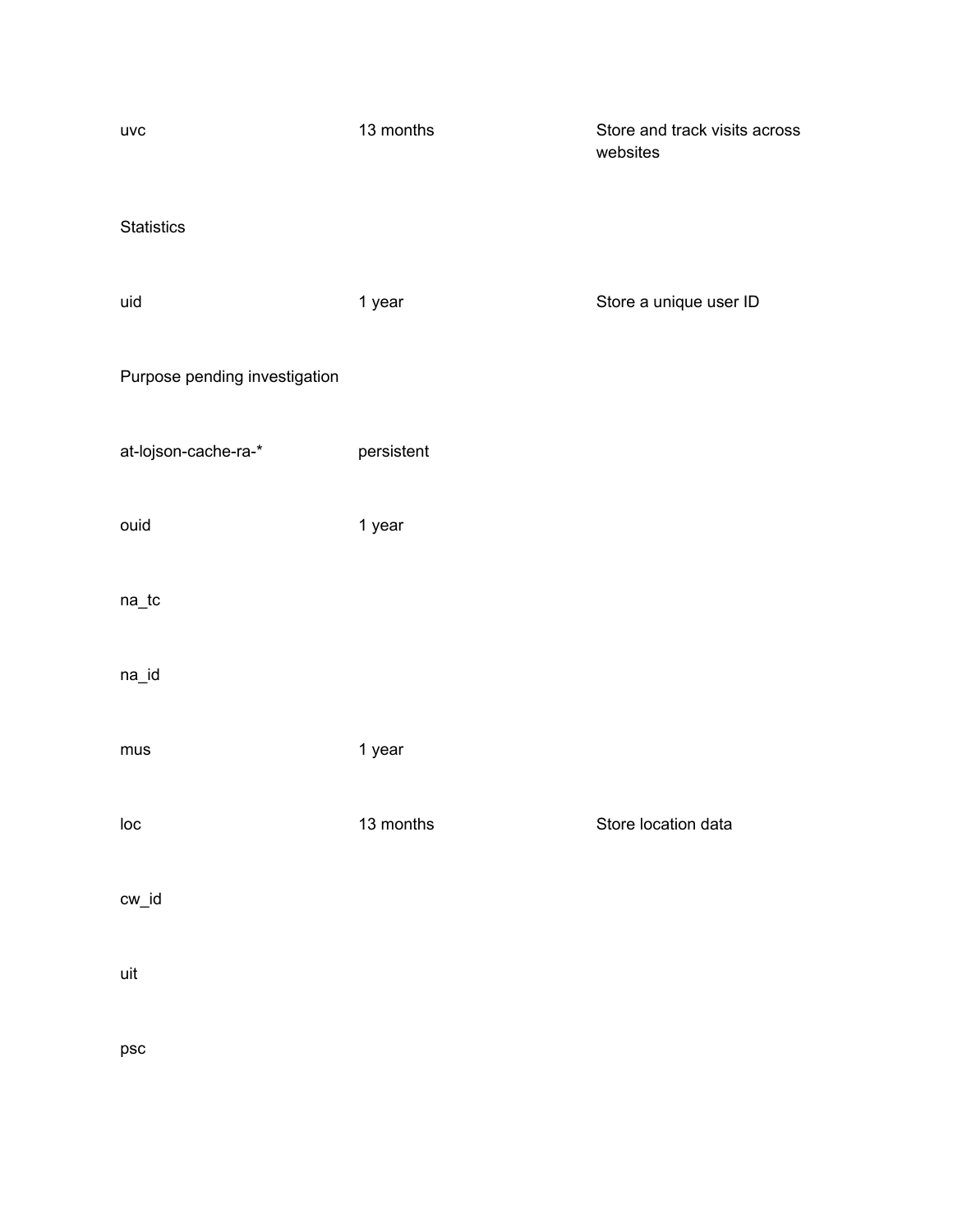| | | |
|---|---|---|
| uvc | 13 months | Store and track visits across websites |
| Statistics | | |
| uid | 1 year | Store a unique user ID |
| Purpose pending investigation | | |
| at-lojson-cache-ra-* | persistent | |
| ouid | 1 year | |
| na_tc | | |
| na_id | | |
| mus | 1 year | |
| loc | 13 months | Store location data |
| cw_id | | |
| uit | | |
| psc | | |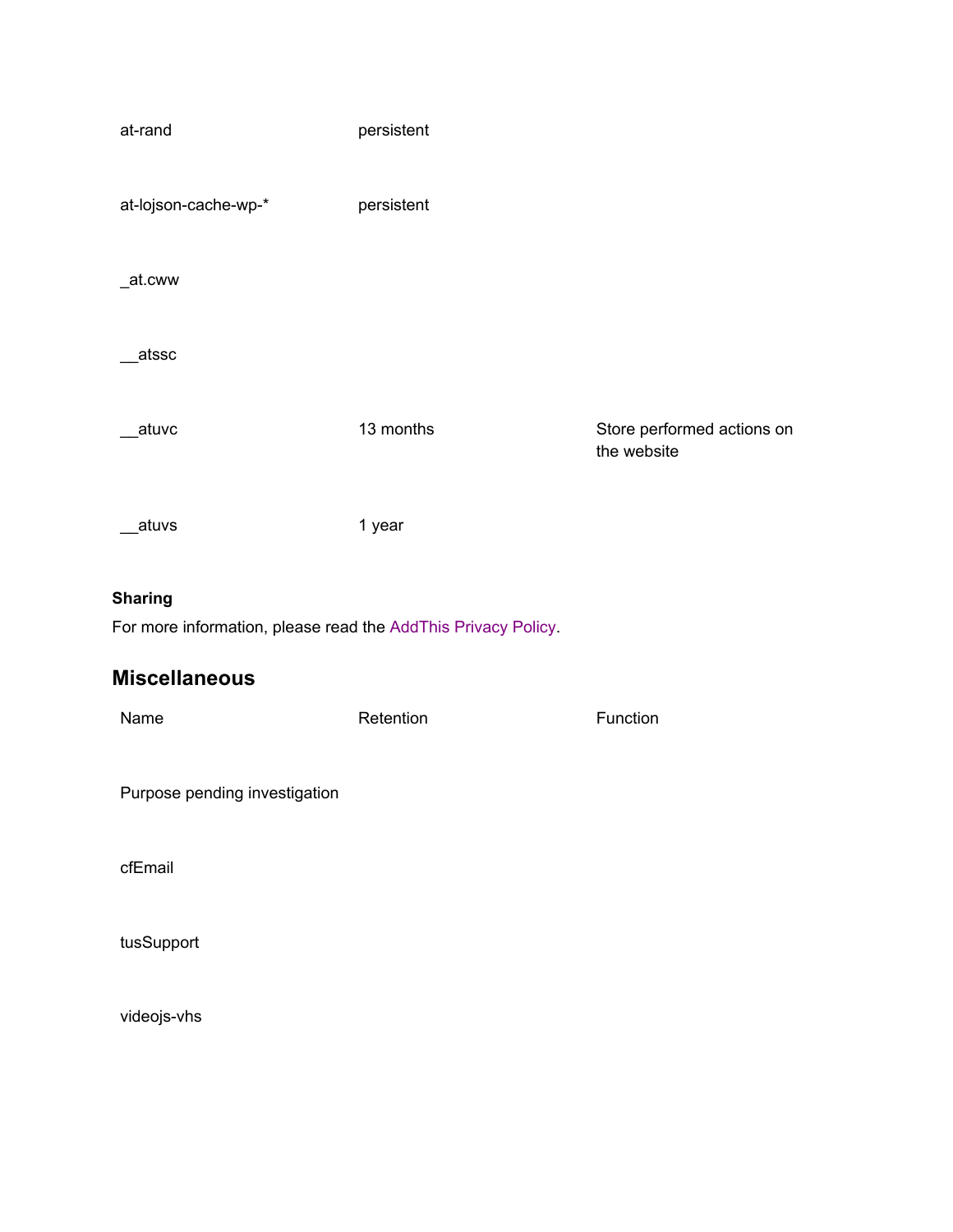| | | |
|---|---|---|
| at-rand | persistent | |
| at-lojson-cache-wp-* | persistent | |
| _at.cww | | |
| __atssc | | |
| __atuvc | 13 months | Store performed actions on the website |
| __atuvs | 1 year | |

**Sharing**

For more information, please read the AddThis Privacy Policy.

## Miscellaneous

| Name | Retention | Function |
|---|---|---|
| Purpose pending investigation | | |
| cfEmail | | |
| tusSupport | | |
| videojs-vhs | | |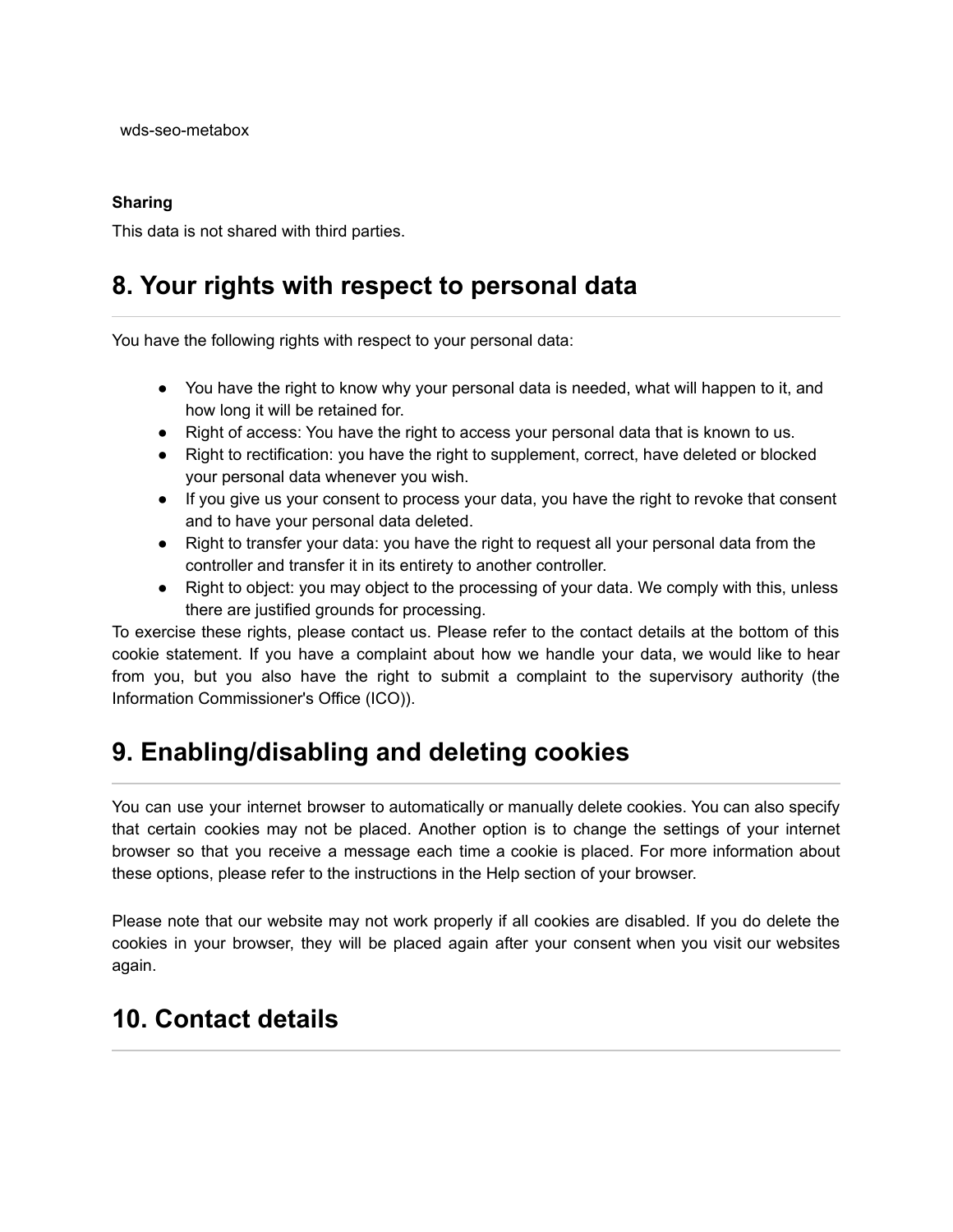wds-seo-metabox

**Sharing**

This data is not shared with third parties.

## 8. Your rights with respect to personal data

You have the following rights with respect to your personal data:

- You have the right to know why your personal data is needed, what will happen to it, and how long it will be retained for.
- Right of access: You have the right to access your personal data that is known to us.
- Right to rectification: you have the right to supplement, correct, have deleted or blocked your personal data whenever you wish.
- If you give us your consent to process your data, you have the right to revoke that consent and to have your personal data deleted.
- Right to transfer your data: you have the right to request all your personal data from the controller and transfer it in its entirety to another controller.
- Right to object: you may object to the processing of your data. We comply with this, unless there are justified grounds for processing.

To exercise these rights, please contact us. Please refer to the contact details at the bottom of this cookie statement. If you have a complaint about how we handle your data, we would like to hear from you, but you also have the right to submit a complaint to the supervisory authority (the Information Commissioner's Office (ICO)).

## 9. Enabling/disabling and deleting cookies

You can use your internet browser to automatically or manually delete cookies. You can also specify that certain cookies may not be placed. Another option is to change the settings of your internet browser so that you receive a message each time a cookie is placed. For more information about these options, please refer to the instructions in the Help section of your browser.

Please note that our website may not work properly if all cookies are disabled. If you do delete the cookies in your browser, they will be placed again after your consent when you visit our websites again.

## 10. Contact details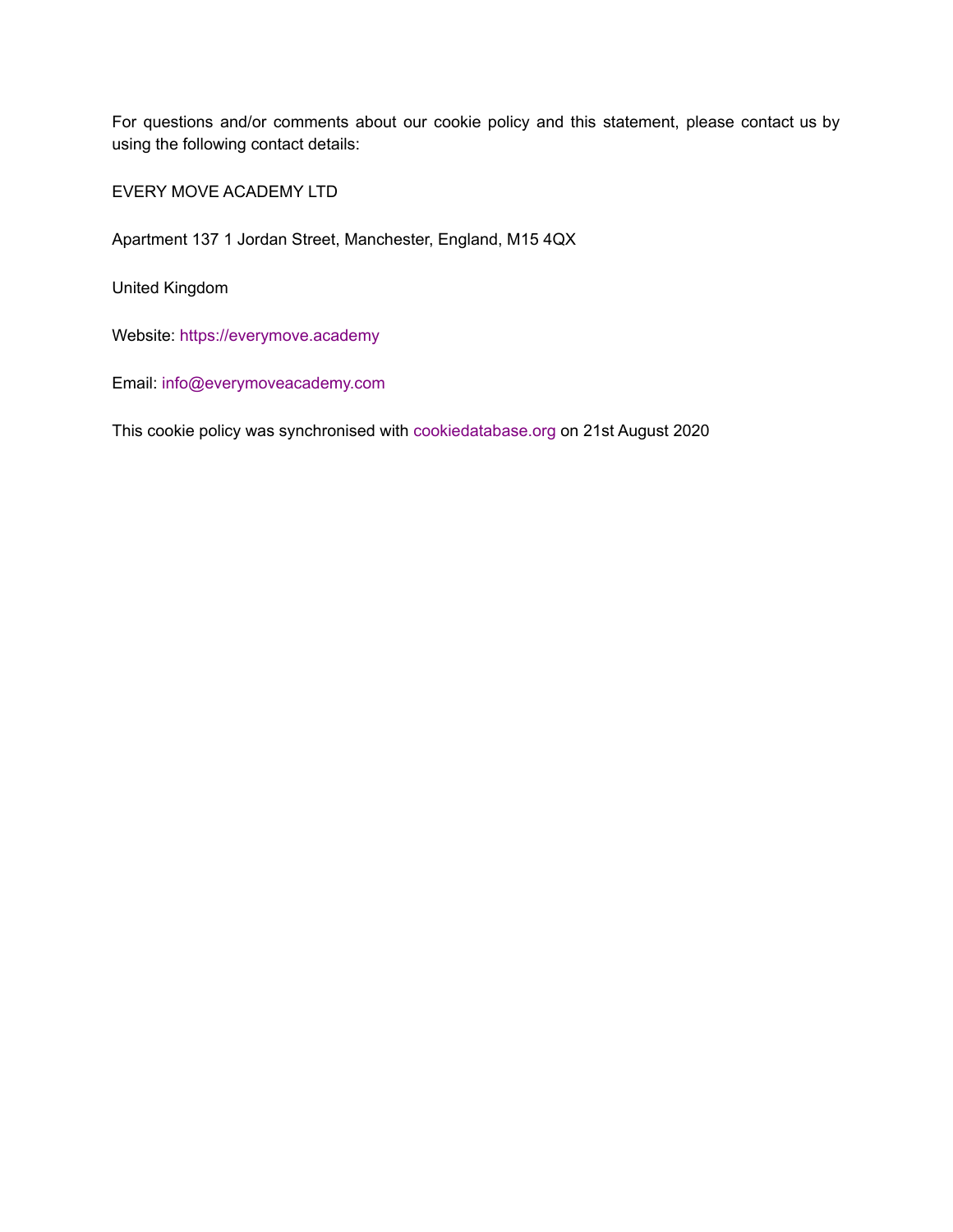For questions and/or comments about our cookie policy and this statement, please contact us by using the following contact details:

EVERY MOVE ACADEMY LTD

Apartment 137 1 Jordan Street, Manchester, England, M15 4QX

United Kingdom

Website: https://everymove.academy

Email: info@everymoveacademy.com

This cookie policy was synchronised with cookiedatabase.org on 21st August 2020